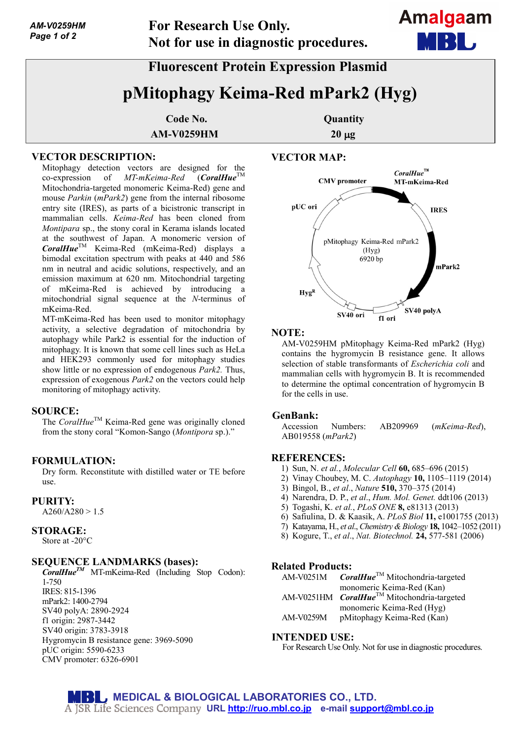For Research Use Only.
Not for use in diagnostic procedures.

# Fluorescent Protein Expression Plasmid

# pMitophagy Keima-Red mPark2 (Hyg)

| Code No. | Quantity |
|---|---|
| AM-V0259HM | 20 µg |

## VECTOR DESCRIPTION:

Mitophagy detection vectors are designed for the co-expression of *MT-mKeima-Red* (***CoralHue***™ Mitochondria-targeted monomeric Keima-Red) gene and mouse *Parkin* (*mPark2*) gene from the internal ribosome entry site (IRES), as parts of a bicistronic transcript in mammalian cells. *Keima-Red* has been cloned from *Montipara* sp., the stony coral in Kerama islands located at the southwest of Japan. A monomeric version of ***CoralHue***™ Keima-Red (mKeima-Red) displays a bimodal excitation spectrum with peaks at 440 and 586 nm in neutral and acidic solutions, respectively, and an emission maximum at 620 nm. Mitochondrial targeting of mKeima-Red is achieved by introducing a mitochondrial signal sequence at the *N*-terminus of mKeima-Red.

MT-mKeima-Red has been used to monitor mitophagy activity, a selective degradation of mitochondria by autophagy while Park2 is essential for the induction of mitophagy. It is known that some cell lines such as HeLa and HEK293 commonly used for mitophagy studies show little or no expression of endogenous *Park2.* Thus, expression of exogenous *Park2* on the vectors could help monitoring of mitophagy activity.

## SOURCE:

The *CoralHue*™ Keima-Red gene was originally cloned from the stony coral "Komon-Sango (*Montipora* sp.)."

## FORMULATION:

Dry form. Reconstitute with distilled water or TE before use.

## PURITY:

A260/A280 > 1.5

## STORAGE:

Store at -20°C

## SEQUENCE LANDMARKS (bases):

***CoralHue***™ MT-mKeima-Red (Including Stop Codon): 1-750
IRES: 815-1396
mPark2: 1400-2794
SV40 polyA: 2890-2924
f1 origin: 2987-3442
SV40 origin: 3783-3918
Hygromycin B resistance gene: 3969-5090
pUC origin: 5590-6233
CMV promoter: 6326-6901

## VECTOR MAP:

CMV promoter; *CoralHue*™ MT-mKeima-Red; IRES; mPark2; SV40 polyA; f1 ori; SV40 ori; Hyg[R]; pUC ori

pMitophagy Keima-Red mPark2 (Hyg) 6920 bp

## NOTE:

AM-V0259HM pMitophagy Keima-Red mPark2 (Hyg) contains the hygromycin B resistance gene. It allows selection of stable transformants of *Escherichia coli* and mammalian cells with hygromycin B. It is recommended to determine the optimal concentration of hygromycin B for the cells in use.

## GenBank:

Accession Numbers: AB209969 (*mKeima-Red*), AB019558 (*mPark2*)

## REFERENCES:

1) Sun, N. *et al.*, *Molecular Cell* **60,** 685–696 (2015)
2) Vinay Choubey, M. C. *Autophagy* **10,** 1105–1119 (2014)
3) Bingol, B., *et al*., *Nature* **510,** 370–375 (2014)
4) Narendra, D. P., *et al*., *Hum. Mol. Genet.* ddt106 (2013)
5) Togashi, K. *et al*., *PLoS ONE* **8,** e81313 (2013)
6) Safiulina, D. & Kaasik, A. *PLoS Biol* **11,** e1001755 (2013)
7) Katayama, H., *et al*., *Chemistry & Biology* **18,** 1042–1052 (2011)
8) Kogure, T., *et al*., *Nat. Biotechnol.* **24,** 577-581 (2006)

## Related Products:

| | |
|---|---|
| AM-V0251M | ***CoralHue***™ Mitochondria-targeted monomeric Keima-Red (Kan) |
| AM-V0251HM | ***CoralHue***™ Mitochondria-targeted monomeric Keima-Red (Hyg) |
| AM-V0259M | pMitophagy Keima-Red (Kan) |

## INTENDED USE:

For Research Use Only. Not for use in diagnostic procedures.

MEDICAL & BIOLOGICAL LABORATORIES CO., LTD.
A JSR Life Sciences Company URL http://ruo.mbl.co.jp e-mail support@mbl.co.jp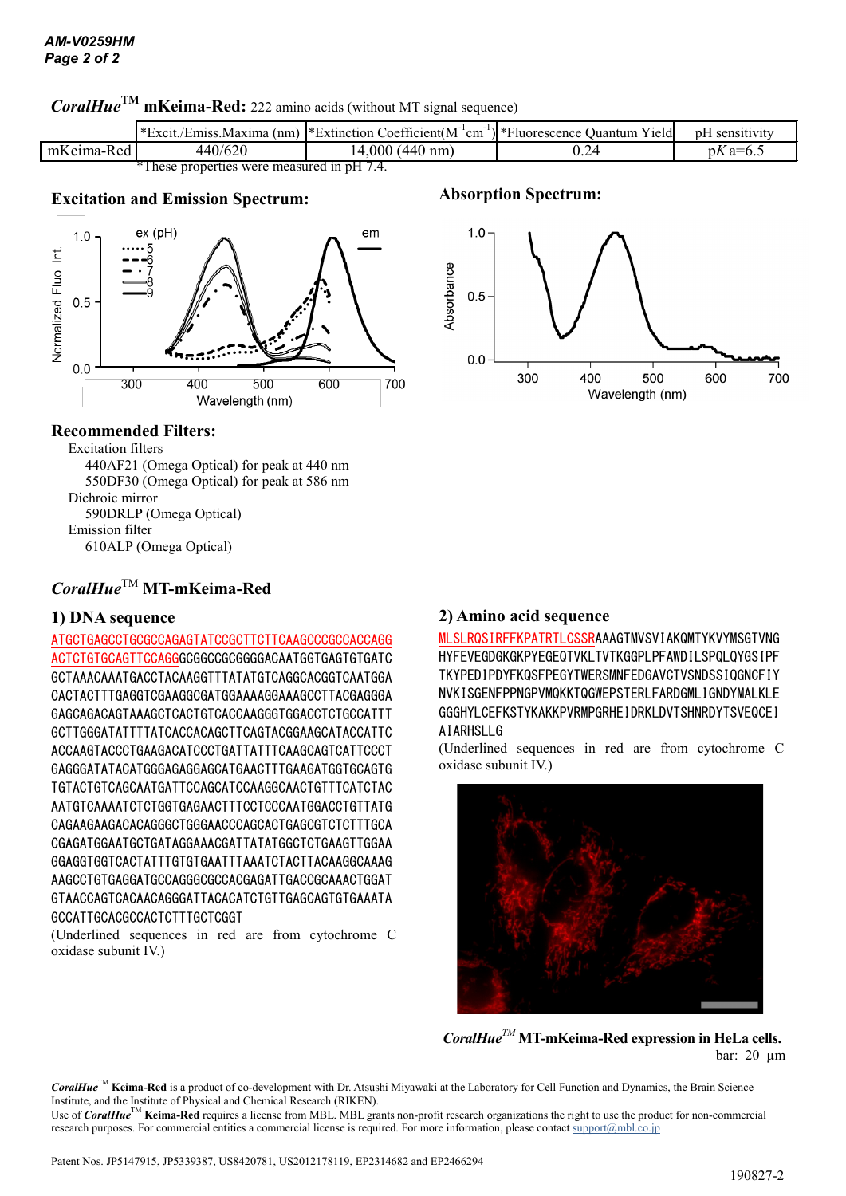## *CoralHue*™ mKeima-Red: 222 amino acids (without MT signal sequence)

| | *Excit./Emiss.Maxima (nm) | *Extinction Coefficient($M^{-1}cm^{-1}$) | *Fluorescence Quantum Yield | pH sensitivity |
|---|---|---|---|---|
| mKeima-Red | 440/620 | 14,000 (440 nm) | 0.24 | p*K*a=6.5 |

*These properties were measured in pH 7.4.

### Excitation and Emission Spectrum:

ex (pH)
5
6
7
8
9
em
Normalized Fluo. Int.
1.0
0.5
0.0
300
400
500
600
700
Wavelength (nm)

### Absorption Spectrum:

Absorbance
1.0
0.5
0.0
300
400
500
600
700
Wavelength (nm)

### Recommended Filters:

Excitation filters
- 440AF21 (Omega Optical) for peak at 440 nm
- 550DF30 (Omega Optical) for peak at 586 nm

Dichroic mirror
- 590DRLP (Omega Optical)

Emission filter
- 610ALP (Omega Optical)

## *CoralHue*™ MT-mKeima-Red

### 1) DNA sequence

ATGCTGAGCCTGCGCCAGAGTATCCGCTTCTTCAAGCCCGCCACCAGG
ACTCTGTGCAGTTCCAGGGCGGCCGCGGGGACAATGGTGAGTGTGATC
GCTAAACAAATGACCTACAAGGTTTATATGTCAGGCACGGTCAATGGA
CACTACTTTGAGGTCGAAGGCGATGGAAAAGGAAAGCCTTACGAGGGA
GAGCAGACAGTAAAGCTCACTGTCACCAAGGGTGGACCTCTGCCATTT
GCTTGGGATATTTTATCACCACAGCTTCAGTACGGAAGCATACCATTC
ACCAAGTACCCTGAAGACATCCCTGATTATTTCAAGCAGTCATTCCCT
GAGGGATATACATGGGAGAGGAGCATGAACTTTGAAGATGGTGCAGTG
TGTACTGTCAGCAATGATTCCAGCATCCAAGGCAACTGTTTCATCTAC
AATGTCAAAATCTCTGGTGAGAACTTTCCTCCCAATGGACCTGTTATG
CAGAAGAAGACACAGGGCTGGGAACCCAGCACTGAGCGTCTCTTTGCA
CGAGATGGAATGCTGATAGGAAACGATTATATGGCTCTGAAGTTGGAA
GGAGGTGGTCACTATTTGTGTGAATTTAAATCTACTTACAAGGCAAAG
AAGCCTGTGAGGATGCCAGGGCGCCACGAGATTGACCGCAAACTGGAT
GTAACCAGTCACAACAGGGATTACACATCTGTTGAGCAGTGTGAAATA
GCCATTGCACGCCACTCTTTGCTCGGT

(Underlined sequences in red are from cytochrome C oxidase subunit IV.)

### 2) Amino acid sequence

MLSLRQSIRFFKPATRTLCSSRAAAGTMVSVIAKQMTYKVYMSGTVNG
HYFEVEGDGKGKPYEGEQTVKLTVTKGGPLPFAWDILSPQLQYGSIPF
TKYPEDIPDYFKQSFPEGYTWERSMNFEDGAVCTVSNDSSIQGNCFIY
NVKISGENFPPNGPVMQKKTQGWEPSTERLFARDGMLIGNDYMALKLE
GGGHYLCEFKSTYKAKKPVRMPGRHEIDRKLDVTSHNRDYTSVEQCEI
AIARHSLLG

(Underlined sequences in red are from cytochrome C oxidase subunit IV.)

***CoralHue*™ MT-mKeima-Red expression in HeLa cells.**
bar: 20 μm

***CoralHue*™ Keima-Red** is a product of co-development with Dr. Atsushi Miyawaki at the Laboratory for Cell Function and Dynamics, the Brain Science Institute, and the Institute of Physical and Chemical Research (RIKEN).
Use of ***CoralHue*™ Keima-Red** requires a license from MBL. MBL grants non-profit research organizations the right to use the product for non-commercial research purposes. For commercial entities a commercial license is required. For more information, please contact support@mbl.co.jp

Patent Nos. JP5147915, JP5339387, US8420781, US2012178119, EP2314682 and EP2466294

190827-2